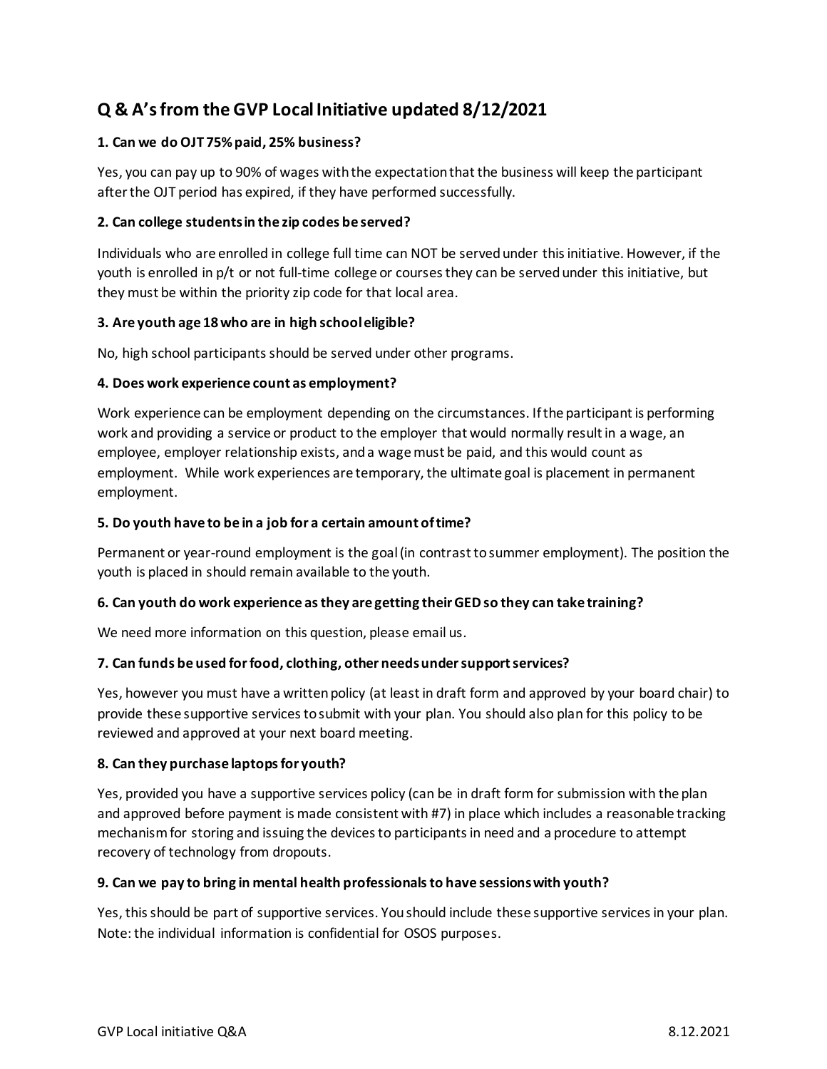## Q & A's from the GVP Local Initiative updated 8/12/2021

**1. Can we do OJT 75% paid, 25% business?**

Yes, you can pay up to 90% of wages with the expectation that the business will keep the participant after the OJT period has expired, if they have performed successfully.

**2. Can college students in the zip codes be served?**

Individuals who are enrolled in college full time can NOT be served under this initiative. However, if the youth is enrolled in p/t or not full-time college or courses they can be served under this initiative, but they must be within the priority zip code for that local area.

**3. Are youth age 18 who are in high school eligible?**

No, high school participants should be served under other programs.

**4. Does work experience count as employment?**

Work experience can be employment depending on the circumstances. If the participant is performing work and providing a service or product to the employer that would normally result in a wage, an employee, employer relationship exists, and a wage must be paid, and this would count as employment. While work experiences are temporary, the ultimate goal is placement in permanent employment.

**5. Do youth have to be in a job for a certain amount of time?**

Permanent or year-round employment is the goal (in contrast to summer employment). The position the youth is placed in should remain available to the youth.

**6. Can youth do work experience as they are getting their GED so they can take training?**

We need more information on this question, please email us.

**7. Can funds be used for food, clothing, other needs under support services?**

Yes, however you must have a written policy (at least in draft form and approved by your board chair) to provide these supportive services to submit with your plan. You should also plan for this policy to be reviewed and approved at your next board meeting.

**8. Can they purchase laptops for youth?**

Yes, provided you have a supportive services policy (can be in draft form for submission with the plan and approved before payment is made consistent with #7) in place which includes a reasonable tracking mechanism for storing and issuing the devices to participants in need and a procedure to attempt recovery of technology from dropouts.

**9. Can we pay to bring in mental health professionals to have sessions with youth?**

Yes, this should be part of supportive services. You should include these supportive services in your plan. Note: the individual information is confidential for OSOS purposes.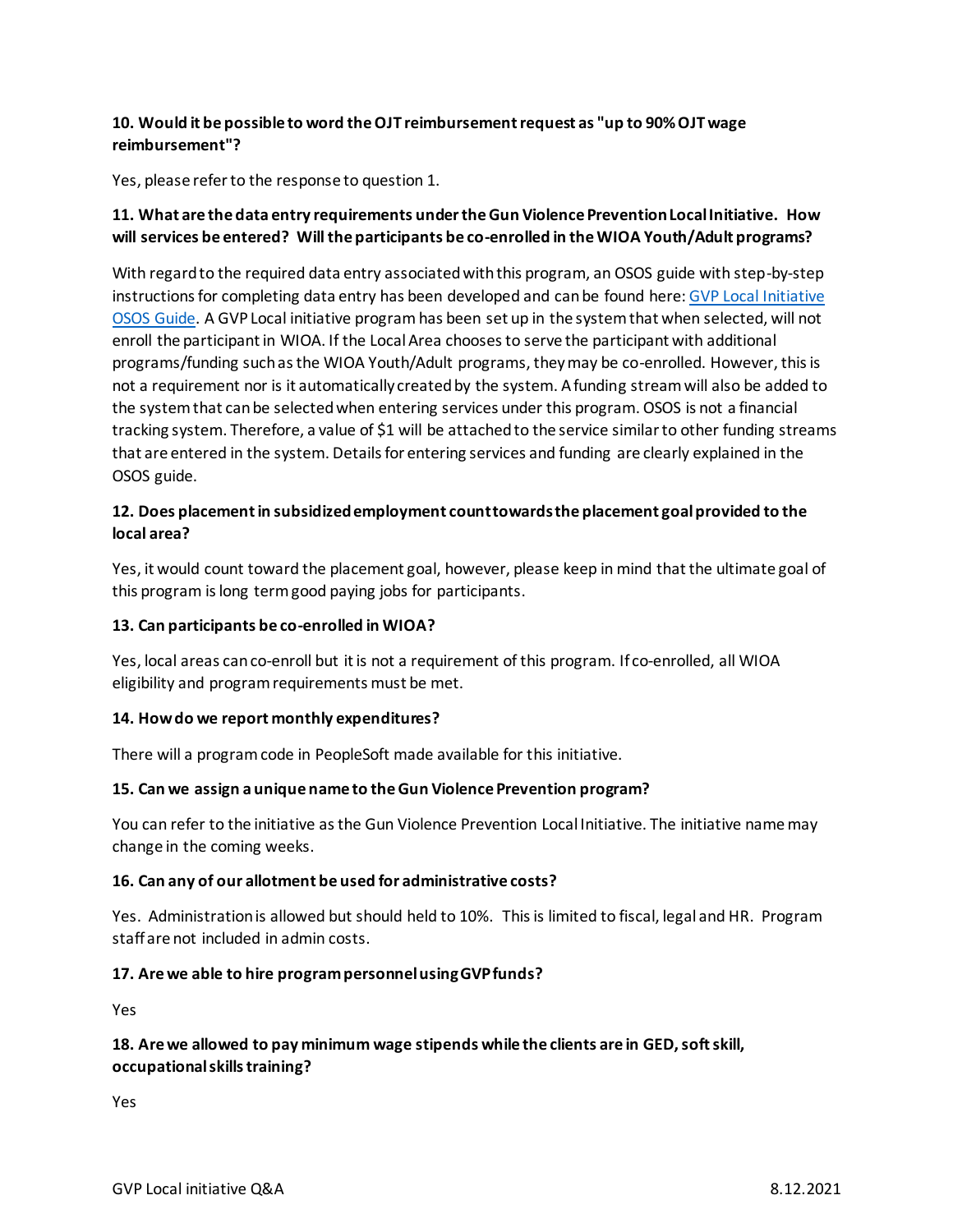**10. Would it be possible to word the OJT reimbursement request as "up to 90% OJT wage reimbursement"?**

Yes, please refer to the response to question 1.

**11. What are the data entry requirements under the Gun Violence Prevention Local Initiative. How will services be entered? Will the participants be co-enrolled in the WIOA Youth/Adult programs?**

With regard to the required data entry associated with this program, an OSOS guide with step-by-step instructions for completing data entry has been developed and can be found here: GVP Local Initiative OSOS Guide. A GVP Local initiative program has been set up in the system that when selected, will not enroll the participant in WIOA. If the Local Area chooses to serve the participant with additional programs/funding such as the WIOA Youth/Adult programs, they may be co-enrolled. However, this is not a requirement nor is it automatically created by the system. A funding stream will also be added to the system that can be selected when entering services under this program. OSOS is not a financial tracking system. Therefore, a value of $1 will be attached to the service similar to other funding streams that are entered in the system. Details for entering services and funding are clearly explained in the OSOS guide.

**12. Does placement in subsidized employment count towards the placement goal provided to the local area?**

Yes, it would count toward the placement goal, however, please keep in mind that the ultimate goal of this program is long term good paying jobs for participants.

**13. Can participants be co-enrolled in WIOA?**

Yes, local areas can co-enroll but it is not a requirement of this program. If co-enrolled, all WIOA eligibility and program requirements must be met.

**14. How do we report monthly expenditures?**

There will a program code in PeopleSoft made available for this initiative.

**15. Can we assign a unique name to the Gun Violence Prevention program?**

You can refer to the initiative as the Gun Violence Prevention Local Initiative. The initiative name may change in the coming weeks.

**16. Can any of our allotment be used for administrative costs?**

Yes. Administration is allowed but should held to 10%. This is limited to fiscal, legal and HR. Program staff are not included in admin costs.

**17. Are we able to hire program personnel using GVP funds?**

Yes

**18. Are we allowed to pay minimum wage stipends while the clients are in GED, soft skill, occupational skills training?**

Yes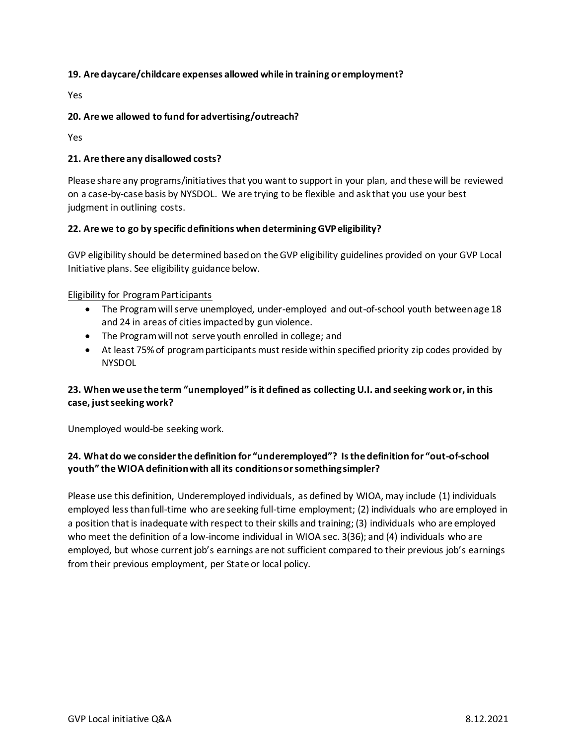**19. Are daycare/childcare expenses allowed while in training or employment?**

Yes

**20. Are we allowed to fund for advertising/outreach?**

Yes

**21. Are there any disallowed costs?**

Please share any programs/initiatives that you want to support in your plan, and these will be reviewed on a case-by-case basis by NYSDOL. We are trying to be flexible and ask that you use your best judgment in outlining costs.

**22. Are we to go by specific definitions when determining GVP eligibility?**

GVP eligibility should be determined based on the GVP eligibility guidelines provided on your GVP Local Initiative plans. See eligibility guidance below.

Eligibility for Program Participants

- The Program will serve unemployed, under-employed and out-of-school youth between age 18 and 24 in areas of cities impacted by gun violence.
- The Program will not serve youth enrolled in college; and
- At least 75% of program participants must reside within specified priority zip codes provided by NYSDOL

**23. When we use the term "unemployed" is it defined as collecting U.I. and seeking work or, in this case, just seeking work?**

Unemployed would-be seeking work.

**24. What do we consider the definition for "underemployed"? Is the definition for "out-of-school youth" the WIOA definition with all its conditions or something simpler?**

Please use this definition, Underemployed individuals, as defined by WIOA, may include (1) individuals employed less than full-time who are seeking full-time employment; (2) individuals who are employed in a position that is inadequate with respect to their skills and training; (3) individuals who are employed who meet the definition of a low-income individual in WIOA sec. 3(36); and (4) individuals who are employed, but whose current job's earnings are not sufficient compared to their previous job's earnings from their previous employment, per State or local policy.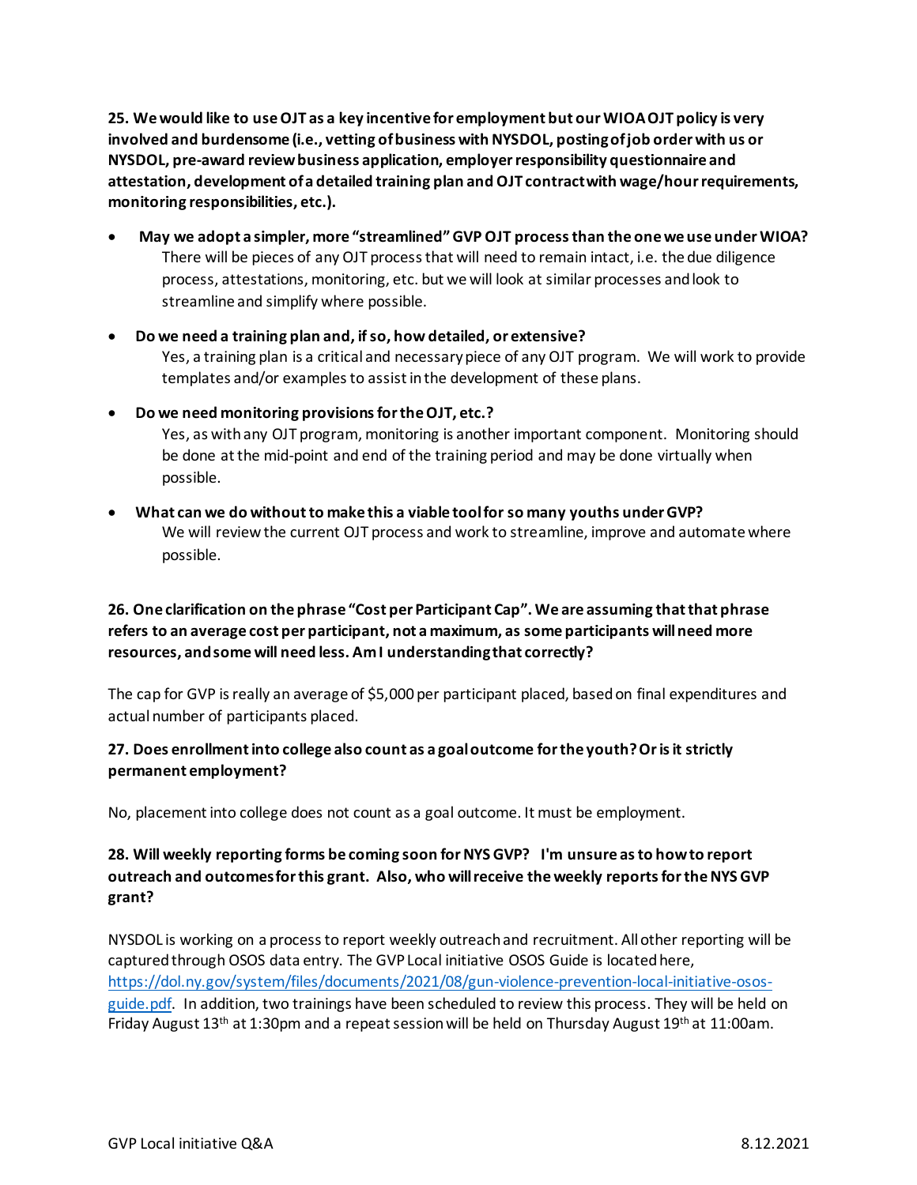**25. We would like to use OJT as a key incentive for employment but our WIOA OJT policy is very involved and burdensome (i.e., vetting of business with NYSDOL, posting of job order with us or NYSDOL, pre-award review business application, employer responsibility questionnaire and attestation, development of a detailed training plan and OJT contract with wage/hour requirements, monitoring responsibilities, etc.).**

- **May we adopt a simpler, more "streamlined" GVP OJT process than the one we use under WIOA?**
  There will be pieces of any OJT process that will need to remain intact, i.e. the due diligence process, attestations, monitoring, etc. but we will look at similar processes and look to streamline and simplify where possible.
- **Do we need a training plan and, if so, how detailed, or extensive?**
  Yes, a training plan is a critical and necessary piece of any OJT program. We will work to provide templates and/or examples to assist in the development of these plans.
- **Do we need monitoring provisions for the OJT, etc.?**
  Yes, as with any OJT program, monitoring is another important component. Monitoring should be done at the mid-point and end of the training period and may be done virtually when possible.
- **What can we do without to make this a viable tool for so many youths under GVP?**
  We will review the current OJT process and work to streamline, improve and automate where possible.

**26. One clarification on the phrase "Cost per Participant Cap". We are assuming that that phrase refers to an average cost per participant, not a maximum, as some participants will need more resources, and some will need less. Am I understanding that correctly?**

The cap for GVP is really an average of $5,000 per participant placed, based on final expenditures and actual number of participants placed.

**27. Does enrollment into college also count as a goal outcome for the youth? Or is it strictly permanent employment?**

No, placement into college does not count as a goal outcome. It must be employment.

**28. Will weekly reporting forms be coming soon for NYS GVP? I'm unsure as to how to report outreach and outcomes for this grant. Also, who will receive the weekly reports for the NYS GVP grant?**

NYSDOL is working on a process to report weekly outreach and recruitment. All other reporting will be captured through OSOS data entry. The GVP Local initiative OSOS Guide is located here, [https://dol.ny.gov/system/files/documents/2021/08/gun-violence-prevention-local-initiative-osos-guide.pdf](https://dol.ny.gov/system/files/documents/2021/08/gun-violence-prevention-local-initiative-osos-guide.pdf). In addition, two trainings have been scheduled to review this process. They will be held on Friday August 13th at 1:30pm and a repeat session will be held on Thursday August 19th at 11:00am.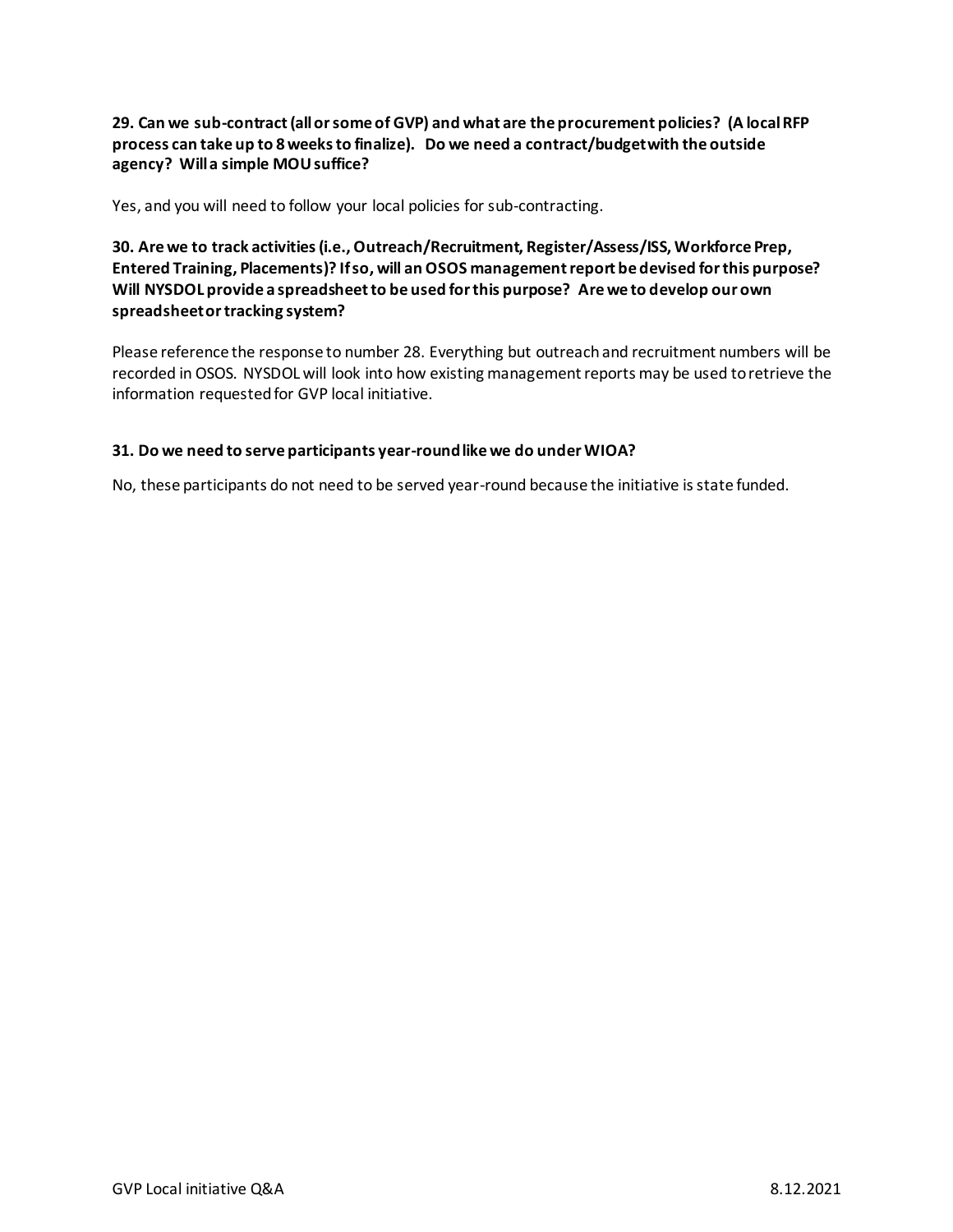**29. Can we sub-contract (all or some of GVP) and what are the procurement policies? (A local RFP process can take up to 8 weeks to finalize). Do we need a contract/budget with the outside agency? Will a simple MOU suffice?**

Yes, and you will need to follow your local policies for sub-contracting.

**30. Are we to track activities (i.e., Outreach/Recruitment, Register/Assess/ISS, Workforce Prep, Entered Training, Placements)? If so, will an OSOS management report be devised for this purpose? Will NYSDOL provide a spreadsheet to be used for this purpose? Are we to develop our own spreadsheet or tracking system?**

Please reference the response to number 28. Everything but outreach and recruitment numbers will be recorded in OSOS. NYSDOL will look into how existing management reports may be used to retrieve the information requested for GVP local initiative.

**31. Do we need to serve participants year-round like we do under WIOA?**

No, these participants do not need to be served year-round because the initiative is state funded.